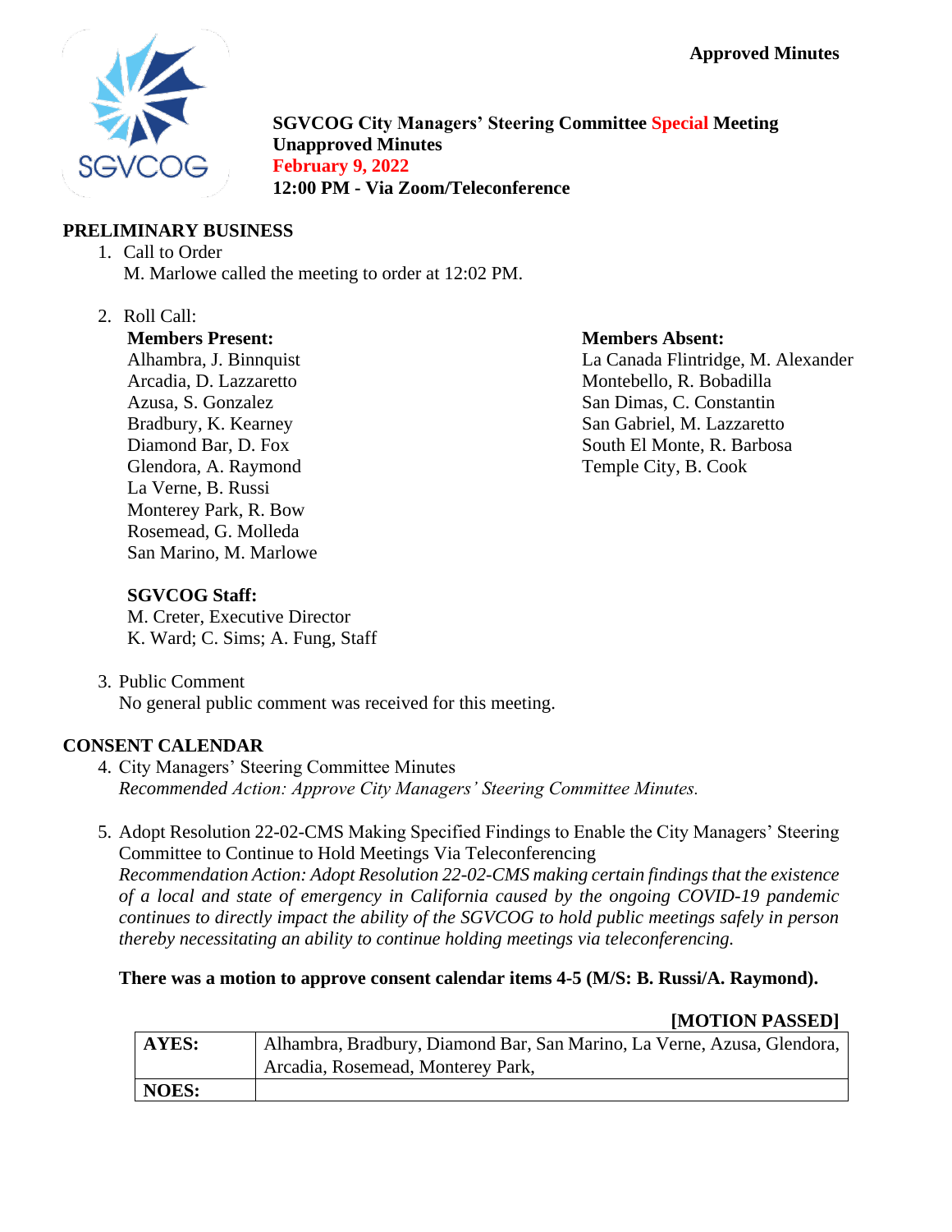**Approved Minutes**

**SGVCOG City Managers' Steering Committee Special Meeting**
**Unapproved Minutes**
**February 9, 2022**
**12:00 PM - Via Zoom/Teleconference**

## PRELIMINARY BUSINESS

1. Call to Order
   M. Marlowe called the meeting to order at 12:02 PM.

2. Roll Call:

   **Members Present:**
   Alhambra, J. Binnquist
   Arcadia, D. Lazzaretto
   Azusa, S. Gonzalez
   Bradbury, K. Kearney
   Diamond Bar, D. Fox
   Glendora, A. Raymond
   La Verne, B. Russi
   Monterey Park, R. Bow
   Rosemead, G. Molleda
   San Marino, M. Marlowe

   **Members Absent:**
   La Canada Flintridge, M. Alexander
   Montebello, R. Bobadilla
   San Dimas, C. Constantin
   San Gabriel, M. Lazzaretto
   South El Monte, R. Barbosa
   Temple City, B. Cook

   **SGVCOG Staff:**
   M. Creter, Executive Director
   K. Ward; C. Sims; A. Fung, Staff

3. Public Comment
   No general public comment was received for this meeting.

## CONSENT CALENDAR

4. City Managers' Steering Committee Minutes
   *Recommended Action: Approve City Managers' Steering Committee Minutes.*

5. Adopt Resolution 22-02-CMS Making Specified Findings to Enable the City Managers' Steering Committee to Continue to Hold Meetings Via Teleconferencing
   *Recommendation Action: Adopt Resolution 22-02-CMS making certain findings that the existence of a local and state of emergency in California caused by the ongoing COVID-19 pandemic continues to directly impact the ability of the SGVCOG to hold public meetings safely in person thereby necessitating an ability to continue holding meetings via teleconferencing.*

**There was a motion to approve consent calendar items 4-5 (M/S: B. Russi/A. Raymond).**

**[MOTION PASSED]**

| **AYES:** | Alhambra, Bradbury, Diamond Bar, San Marino, La Verne, Azusa, Glendora, Arcadia, Rosemead, Monterey Park, |
|---|---|
| **NOES:** | |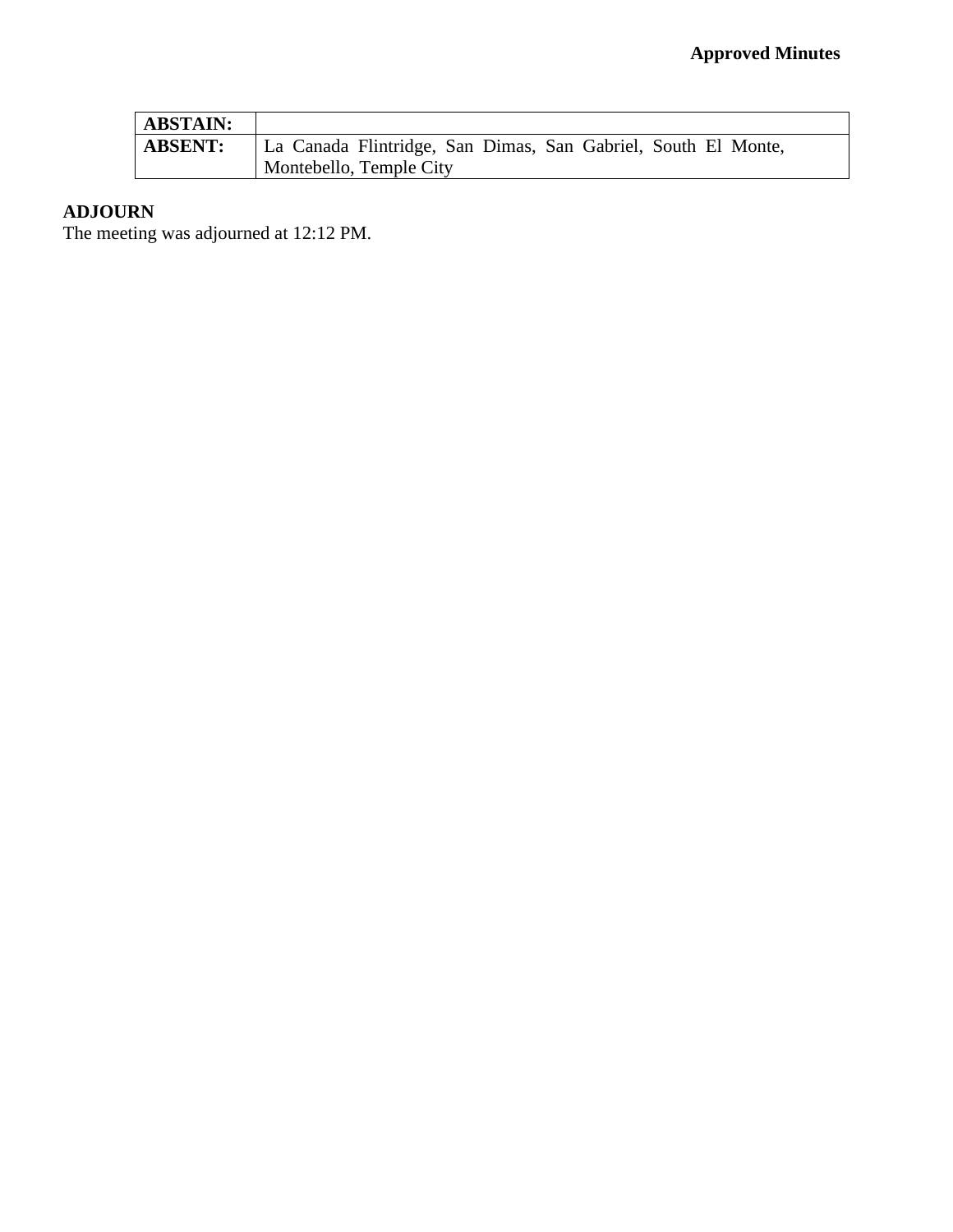| | |
|---|---|
| **ABSTAIN:** | |
| **ABSENT:** | La Canada Flintridge, San Dimas, San Gabriel, South El Monte, Montebello, Temple City |

**ADJOURN**

The meeting was adjourned at 12:12 PM.